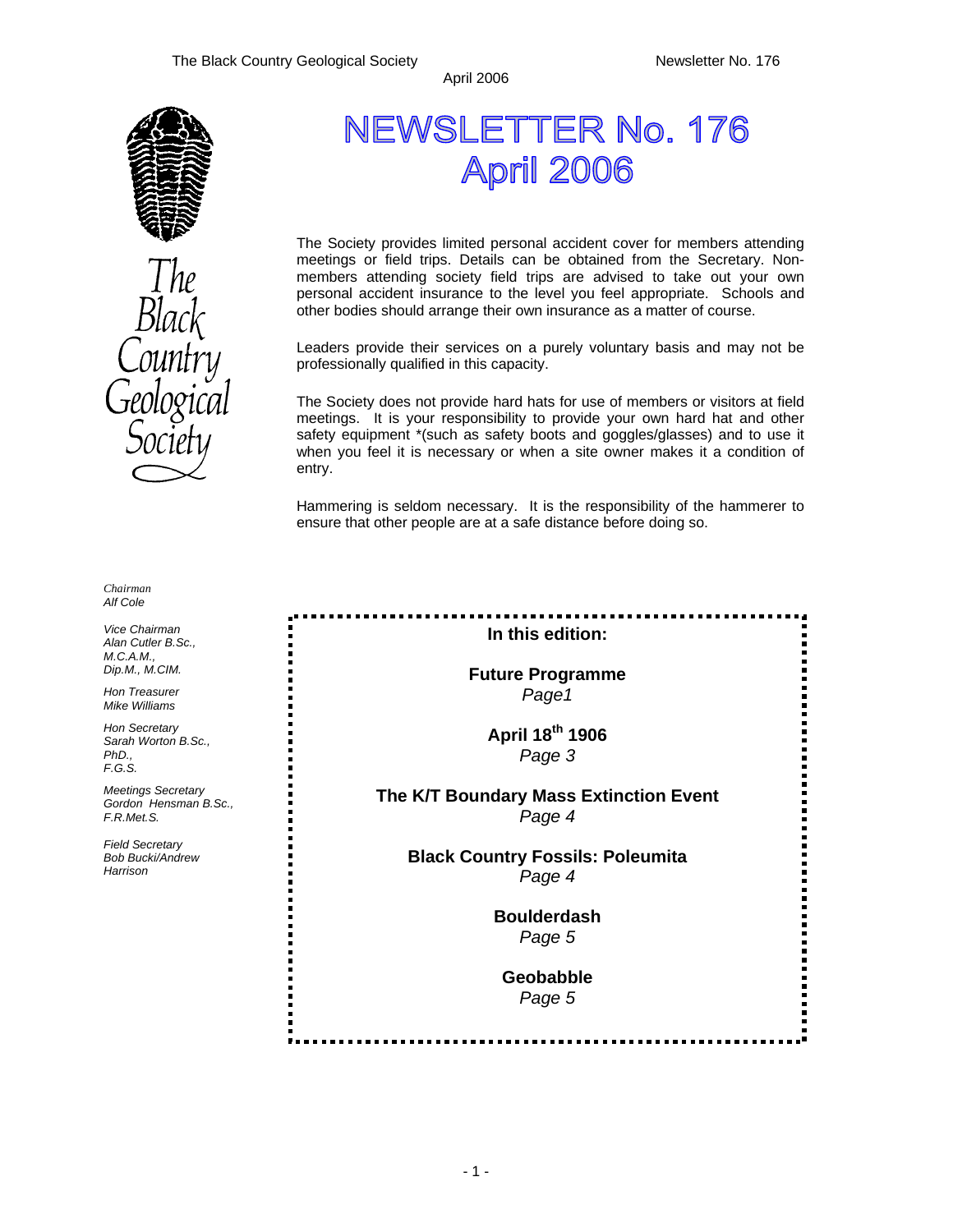# NEWSLETTER No. 176
# April 2006

The Society provides limited personal accident cover for members attending meetings or field trips. Details can be obtained from the Secretary. Non-members attending society field trips are advised to take out your own personal accident insurance to the level you feel appropriate. Schools and other bodies should arrange their own insurance as a matter of course.

Leaders provide their services on a purely voluntary basis and may not be professionally qualified in this capacity.

The Society does not provide hard hats for use of members or visitors at field meetings. It is your responsibility to provide your own hard hat and other safety equipment *(such as safety boots and goggles/glasses) and to use it when you feel it is necessary or when a site owner makes it a condition of entry.

Hammering is seldom necessary. It is the responsibility of the hammerer to ensure that other people are at a safe distance before doing so.

The Black Country Geological Society

*Chairman*
*Alf Cole*

*Vice Chairman*
*Alan Cutler B.Sc., M.C.A.M., Dip.M., M.CIM.*

*Hon Treasurer*
*Mike Williams*

*Hon Secretary*
*Sarah Worton B.Sc., PhD., F.G.S.*

*Meetings Secretary*
*Gordon Hensman B.Sc., F.R.Met.S.*

*Field Secretary*
*Bob Bucki/Andrew Harrison*

**In this edition:**

**Future Programme**
*Page1*

**April 18th 1906**
*Page 3*

**The K/T Boundary Mass Extinction Event**
*Page 4*

**Black Country Fossils: Poleumita**
*Page 4*

**Boulderdash**
*Page 5*

**Geobabble**
*Page 5*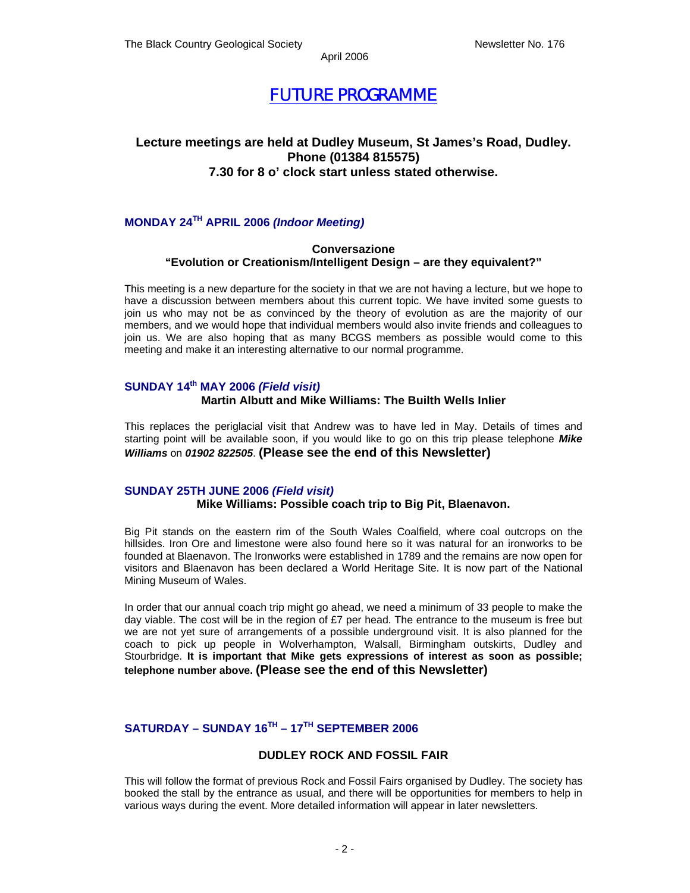# FUTURE PROGRAMME

**Lecture meetings are held at Dudley Museum, St James's Road, Dudley.**
**Phone (01384 815575)**
**7.30 for 8 o' clock start unless stated otherwise.**

## MONDAY 24TH APRIL 2006 *(Indoor Meeting)*

**Conversazione**
**"Evolution or Creationism/Intelligent Design – are they equivalent?"**

This meeting is a new departure for the society in that we are not having a lecture, but we hope to have a discussion between members about this current topic. We have invited some guests to join us who may not be as convinced by the theory of evolution as are the majority of our members, and we would hope that individual members would also invite friends and colleagues to join us. We are also hoping that as many BCGS members as possible would come to this meeting and make it an interesting alternative to our normal programme.

## SUNDAY 14th MAY 2006 *(Field visit)*

**Martin Albutt and Mike Williams: The Builth Wells Inlier**

This replaces the periglacial visit that Andrew was to have led in May. Details of times and starting point will be available soon, if you would like to go on this trip please telephone ***Mike Williams*** on ***01902 822505***. **(Please see the end of this Newsletter)**

## SUNDAY 25TH JUNE 2006 *(Field visit)*

**Mike Williams: Possible coach trip to Big Pit, Blaenavon.**

Big Pit stands on the eastern rim of the South Wales Coalfield, where coal outcrops on the hillsides. Iron Ore and limestone were also found here so it was natural for an ironworks to be founded at Blaenavon. The Ironworks were established in 1789 and the remains are now open for visitors and Blaenavon has been declared a World Heritage Site. It is now part of the National Mining Museum of Wales.

In order that our annual coach trip might go ahead, we need a minimum of 33 people to make the day viable. The cost will be in the region of £7 per head. The entrance to the museum is free but we are not yet sure of arrangements of a possible underground visit. It is also planned for the coach to pick up people in Wolverhampton, Walsall, Birmingham outskirts, Dudley and Stourbridge. **It is important that Mike gets expressions of interest as soon as possible; telephone number above. (Please see the end of this Newsletter)**

## SATURDAY – SUNDAY 16TH – 17TH SEPTEMBER 2006

**DUDLEY ROCK AND FOSSIL FAIR**

This will follow the format of previous Rock and Fossil Fairs organised by Dudley. The society has booked the stall by the entrance as usual, and there will be opportunities for members to help in various ways during the event. More detailed information will appear in later newsletters.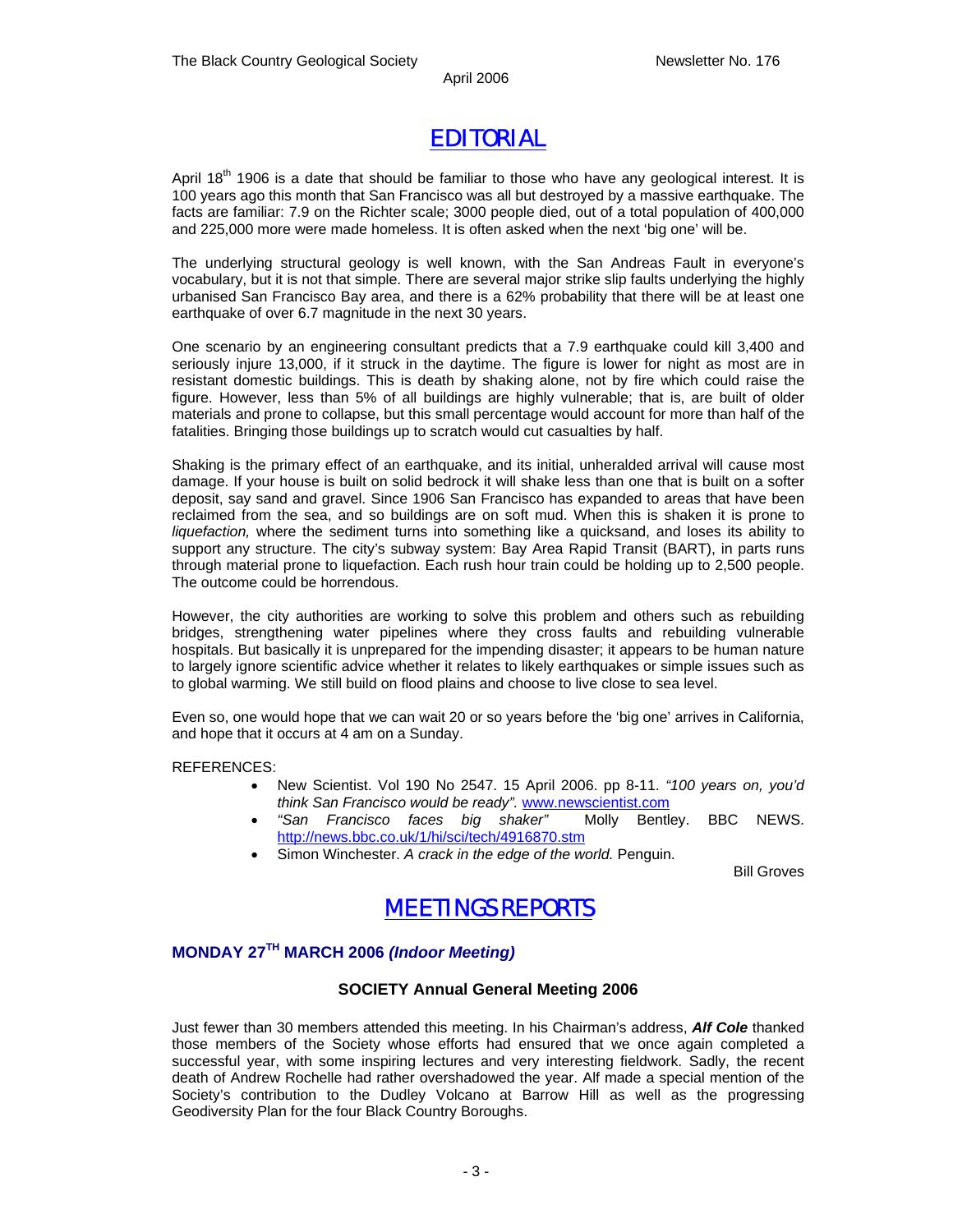# EDITORIAL

April 18th 1906 is a date that should be familiar to those who have any geological interest. It is 100 years ago this month that San Francisco was all but destroyed by a massive earthquake. The facts are familiar: 7.9 on the Richter scale; 3000 people died, out of a total population of 400,000 and 225,000 more were made homeless. It is often asked when the next 'big one' will be.

The underlying structural geology is well known, with the San Andreas Fault in everyone's vocabulary, but it is not that simple. There are several major strike slip faults underlying the highly urbanised San Francisco Bay area, and there is a 62% probability that there will be at least one earthquake of over 6.7 magnitude in the next 30 years.

One scenario by an engineering consultant predicts that a 7.9 earthquake could kill 3,400 and seriously injure 13,000, if it struck in the daytime. The figure is lower for night as most are in resistant domestic buildings. This is death by shaking alone, not by fire which could raise the figure. However, less than 5% of all buildings are highly vulnerable; that is, are built of older materials and prone to collapse, but this small percentage would account for more than half of the fatalities. Bringing those buildings up to scratch would cut casualties by half.

Shaking is the primary effect of an earthquake, and its initial, unheralded arrival will cause most damage. If your house is built on solid bedrock it will shake less than one that is built on a softer deposit, say sand and gravel. Since 1906 San Francisco has expanded to areas that have been reclaimed from the sea, and so buildings are on soft mud. When this is shaken it is prone to *liquefaction,* where the sediment turns into something like a quicksand, and loses its ability to support any structure. The city's subway system: Bay Area Rapid Transit (BART), in parts runs through material prone to liquefaction. Each rush hour train could be holding up to 2,500 people. The outcome could be horrendous.

However, the city authorities are working to solve this problem and others such as rebuilding bridges, strengthening water pipelines where they cross faults and rebuilding vulnerable hospitals. But basically it is unprepared for the impending disaster; it appears to be human nature to largely ignore scientific advice whether it relates to likely earthquakes or simple issues such as to global warming. We still build on flood plains and choose to live close to sea level.

Even so, one would hope that we can wait 20 or so years before the 'big one' arrives in California, and hope that it occurs at 4 am on a Sunday.

REFERENCES:

- New Scientist. Vol 190 No 2547. 15 April 2006. pp 8-11. *"100 years on, you'd think San Francisco would be ready".* www.newscientist.com
- *"San Francisco faces big shaker"* Molly Bentley. BBC NEWS. http://news.bbc.co.uk/1/hi/sci/tech/4916870.stm
- Simon Winchester. *A crack in the edge of the world.* Penguin.

Bill Groves

# MEETINGS REPORTS

## MONDAY 27TH MARCH 2006 *(Indoor Meeting)*

### SOCIETY Annual General Meeting 2006

Just fewer than 30 members attended this meeting. In his Chairman's address, ***Alf Cole*** thanked those members of the Society whose efforts had ensured that we once again completed a successful year, with some inspiring lectures and very interesting fieldwork. Sadly, the recent death of Andrew Rochelle had rather overshadowed the year. Alf made a special mention of the Society's contribution to the Dudley Volcano at Barrow Hill as well as the progressing Geodiversity Plan for the four Black Country Boroughs.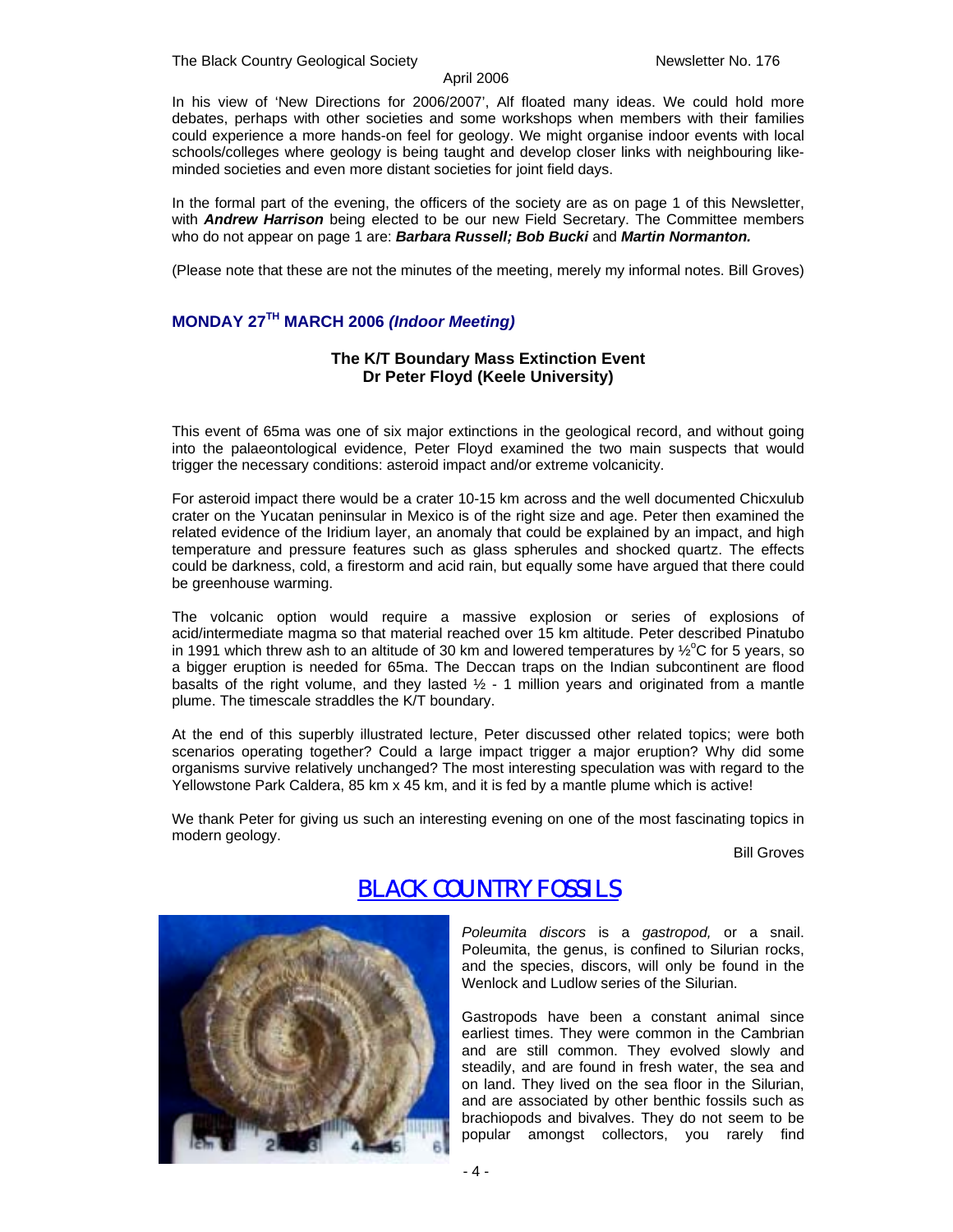In his view of 'New Directions for 2006/2007', Alf floated many ideas. We could hold more debates, perhaps with other societies and some workshops when members with their families could experience a more hands-on feel for geology. We might organise indoor events with local schools/colleges where geology is being taught and develop closer links with neighbouring like-minded societies and even more distant societies for joint field days.

In the formal part of the evening, the officers of the society are as on page 1 of this Newsletter, with ***Andrew Harrison*** being elected to be our new Field Secretary. The Committee members who do not appear on page 1 are: ***Barbara Russell; Bob Bucki*** and ***Martin Normanton.***

(Please note that these are not the minutes of the meeting, merely my informal notes. Bill Groves)

## MONDAY 27TH MARCH 2006 *(Indoor Meeting)*

### The K/T Boundary Mass Extinction Event
### Dr Peter Floyd (Keele University)

This event of 65ma was one of six major extinctions in the geological record, and without going into the palaeontological evidence, Peter Floyd examined the two main suspects that would trigger the necessary conditions: asteroid impact and/or extreme volcanicity.

For asteroid impact there would be a crater 10-15 km across and the well documented Chicxulub crater on the Yucatan peninsular in Mexico is of the right size and age. Peter then examined the related evidence of the Iridium layer, an anomaly that could be explained by an impact, and high temperature and pressure features such as glass spherules and shocked quartz. The effects could be darkness, cold, a firestorm and acid rain, but equally some have argued that there could be greenhouse warming.

The volcanic option would require a massive explosion or series of explosions of acid/intermediate magma so that material reached over 15 km altitude. Peter described Pinatubo in 1991 which threw ash to an altitude of 30 km and lowered temperatures by ½°C for 5 years, so a bigger eruption is needed for 65ma. The Deccan traps on the Indian subcontinent are flood basalts of the right volume, and they lasted ½ - 1 million years and originated from a mantle plume. The timescale straddles the K/T boundary.

At the end of this superbly illustrated lecture, Peter discussed other related topics; were both scenarios operating together? Could a large impact trigger a major eruption? Why did some organisms survive relatively unchanged? The most interesting speculation was with regard to the Yellowstone Park Caldera, 85 km x 45 km, and it is fed by a mantle plume which is active!

We thank Peter for giving us such an interesting evening on one of the most fascinating topics in modern geology.

Bill Groves

## BLACK COUNTRY FOSSILS

*Poleumita discors* is a *gastropod,* or a snail. Poleumita, the genus, is confined to Silurian rocks, and the species, discors, will only be found in the Wenlock and Ludlow series of the Silurian.

Gastropods have been a constant animal since earliest times. They were common in the Cambrian and are still common. They evolved slowly and steadily, and are found in fresh water, the sea and on land. They lived on the sea floor in the Silurian, and are associated by other benthic fossils such as brachiopods and bivalves. They do not seem to be popular amongst collectors, you rarely find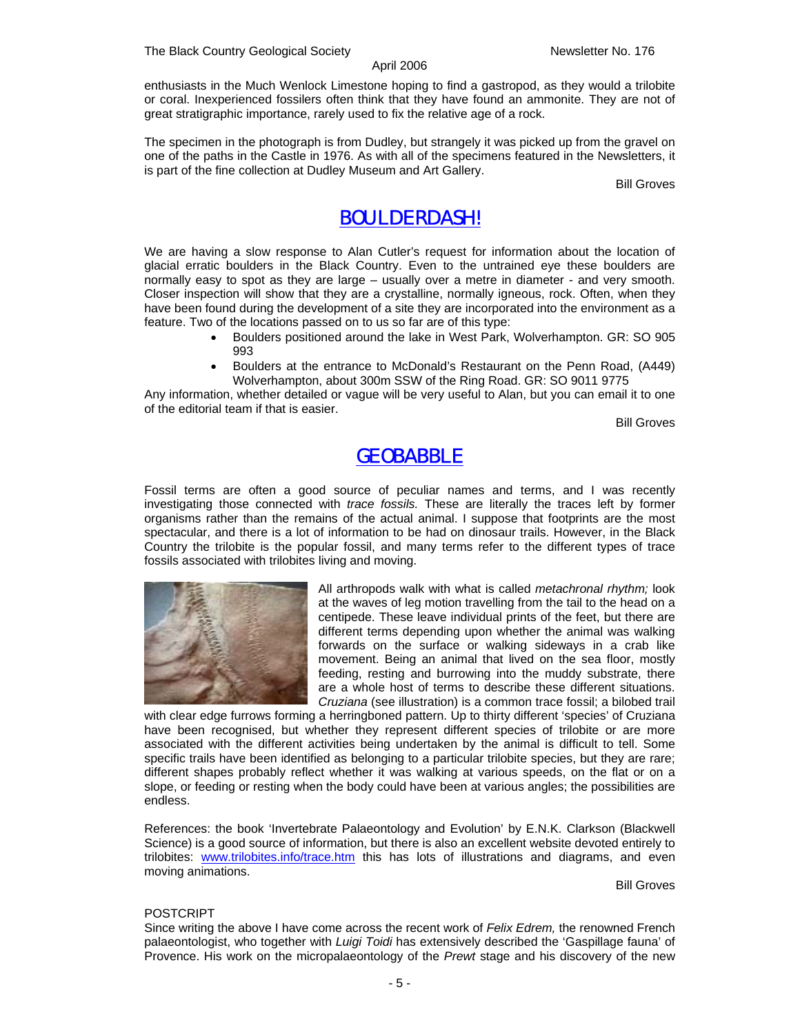enthusiasts in the Much Wenlock Limestone hoping to find a gastropod, as they would a trilobite or coral. Inexperienced fossilers often think that they have found an ammonite. They are not of great stratigraphic importance, rarely used to fix the relative age of a rock.

The specimen in the photograph is from Dudley, but strangely it was picked up from the gravel on one of the paths in the Castle in 1976. As with all of the specimens featured in the Newsletters, it is part of the fine collection at Dudley Museum and Art Gallery.

Bill Groves

## BOULDERDASH!

We are having a slow response to Alan Cutler's request for information about the location of glacial erratic boulders in the Black Country. Even to the untrained eye these boulders are normally easy to spot as they are large – usually over a metre in diameter - and very smooth. Closer inspection will show that they are a crystalline, normally igneous, rock. Often, when they have been found during the development of a site they are incorporated into the environment as a feature. Two of the locations passed on to us so far are of this type:

- Boulders positioned around the lake in West Park, Wolverhampton. GR: SO 905 993
- Boulders at the entrance to McDonald's Restaurant on the Penn Road, (A449) Wolverhampton, about 300m SSW of the Ring Road. GR: SO 9011 9775

Any information, whether detailed or vague will be very useful to Alan, but you can email it to one of the editorial team if that is easier.

Bill Groves

## GEOBABBLE

Fossil terms are often a good source of peculiar names and terms, and I was recently investigating those connected with *trace fossils.* These are literally the traces left by former organisms rather than the remains of the actual animal. I suppose that footprints are the most spectacular, and there is a lot of information to be had on dinosaur trails. However, in the Black Country the trilobite is the popular fossil, and many terms refer to the different types of trace fossils associated with trilobites living and moving.

All arthropods walk with what is called *metachronal rhythm;* look at the waves of leg motion travelling from the tail to the head on a centipede. These leave individual prints of the feet, but there are different terms depending upon whether the animal was walking forwards on the surface or walking sideways in a crab like movement. Being an animal that lived on the sea floor, mostly feeding, resting and burrowing into the muddy substrate, there are a whole host of terms to describe these different situations. *Cruziana* (see illustration) is a common trace fossil; a bilobed trail with clear edge furrows forming a herringboned pattern. Up to thirty different 'species' of Cruziana have been recognised, but whether they represent different species of trilobite or are more associated with the different activities being undertaken by the animal is difficult to tell. Some specific trails have been identified as belonging to a particular trilobite species, but they are rare; different shapes probably reflect whether it was walking at various speeds, on the flat or on a slope, or feeding or resting when the body could have been at various angles; the possibilities are endless.

References: the book 'Invertebrate Palaeontology and Evolution' by E.N.K. Clarkson (Blackwell Science) is a good source of information, but there is also an excellent website devoted entirely to trilobites: www.trilobites.info/trace.htm this has lots of illustrations and diagrams, and even moving animations.

Bill Groves

POSTCRIPT

Since writing the above I have come across the recent work of *Felix Edrem,* the renowned French palaeontologist, who together with *Luigi Toidi* has extensively described the 'Gaspillage fauna' of Provence. His work on the micropalaeontology of the *Prewt* stage and his discovery of the new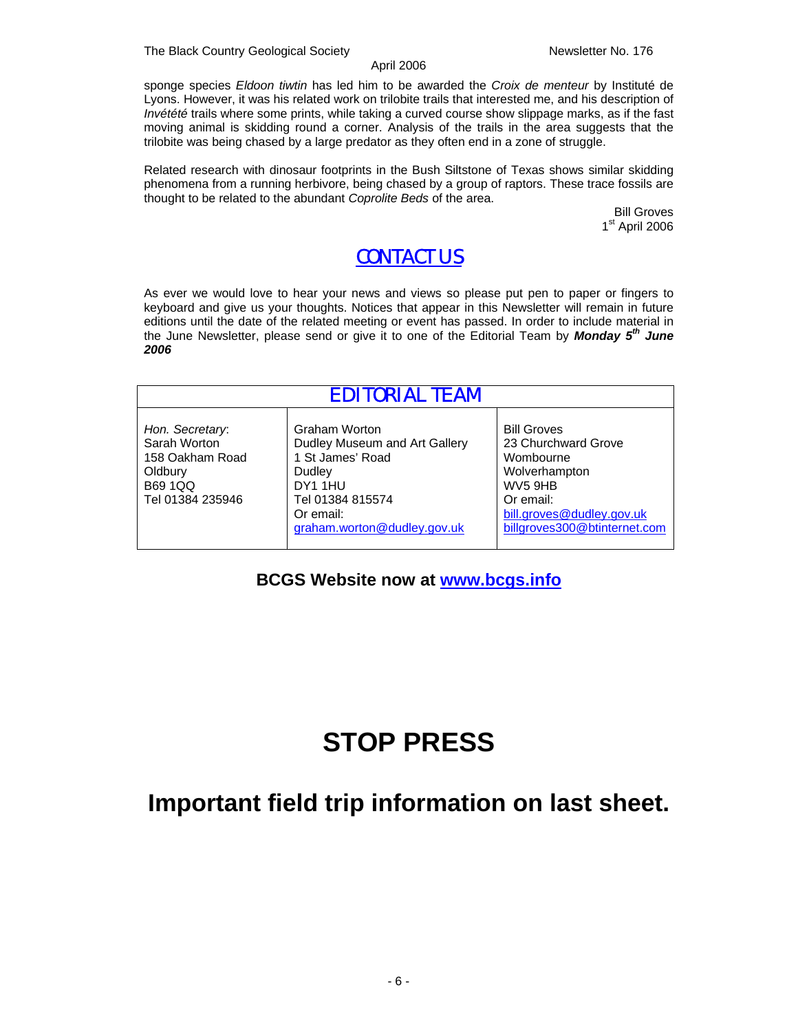sponge species *Eldoon tiwtin* has led him to be awarded the *Croix de menteur* by Instituté de Lyons. However, it was his related work on trilobite trails that interested me, and his description of *Invétété* trails where some prints, while taking a curved course show slippage marks, as if the fast moving animal is skidding round a corner. Analysis of the trails in the area suggests that the trilobite was being chased by a large predator as they often end in a zone of struggle.

Related research with dinosaur footprints in the Bush Siltstone of Texas shows similar skidding phenomena from a running herbivore, being chased by a group of raptors. These trace fossils are thought to be related to the abundant *Coprolite Beds* of the area.

Bill Groves
1st April 2006

## CONTACT US

As ever we would love to hear your news and views so please put pen to paper or fingers to keyboard and give us your thoughts. Notices that appear in this Newsletter will remain in future editions until the date of the related meeting or event has passed. In order to include material in the June Newsletter, please send or give it to one of the Editorial Team by ***Monday 5th June 2006***

| EDITORIAL TEAM | | |
|---|---|---|
| *Hon. Secretary*: Sarah Worton<br>158 Oakham Road<br>Oldbury<br>B69 1QQ<br>Tel 01384 235946 | Graham Worton<br>Dudley Museum and Art Gallery<br>1 St James' Road<br>Dudley<br>DY1 1HU<br>Tel 01384 815574<br>Or email:<br>graham.worton@dudley.gov.uk | Bill Groves<br>23 Churchward Grove<br>Wombourne<br>Wolverhampton<br>WV5 9HB<br>Or email:<br>bill.groves@dudley.gov.uk<br>billgroves300@btinternet.com |

**BCGS Website now at www.bcgs.info**

# STOP PRESS

# Important field trip information on last sheet.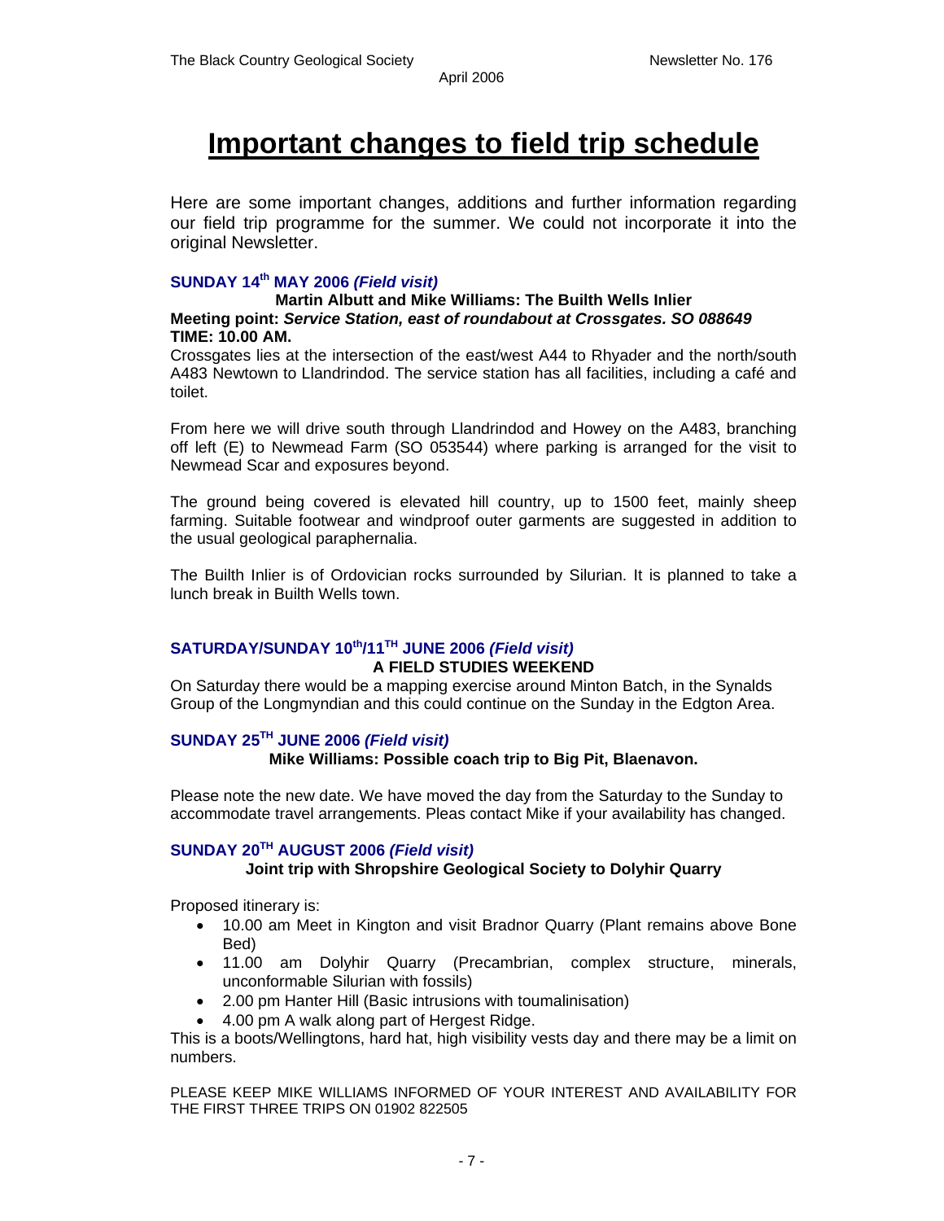# Important changes to field trip schedule

Here are some important changes, additions and further information regarding our field trip programme for the summer. We could not incorporate it into the original Newsletter.

### SUNDAY 14th MAY 2006 *(Field visit)*

**Martin Albutt and Mike Williams: The Builth Wells Inlier**

**Meeting point:** ***Service Station, east of roundabout at Crossgates. SO 088649***

**TIME: 10.00 AM.**

Crossgates lies at the intersection of the east/west A44 to Rhyader and the north/south A483 Newtown to Llandrindod. The service station has all facilities, including a café and toilet.

From here we will drive south through Llandrindod and Howey on the A483, branching off left (E) to Newmead Farm (SO 053544) where parking is arranged for the visit to Newmead Scar and exposures beyond.

The ground being covered is elevated hill country, up to 1500 feet, mainly sheep farming. Suitable footwear and windproof outer garments are suggested in addition to the usual geological paraphernalia.

The Builth Inlier is of Ordovician rocks surrounded by Silurian. It is planned to take a lunch break in Builth Wells town.

### SATURDAY/SUNDAY 10th/11TH JUNE 2006 *(Field visit)*

**A FIELD STUDIES WEEKEND**

On Saturday there would be a mapping exercise around Minton Batch, in the Synalds Group of the Longmyndian and this could continue on the Sunday in the Edgton Area.

### SUNDAY 25TH JUNE 2006 *(Field visit)*

**Mike Williams: Possible coach trip to Big Pit, Blaenavon.**

Please note the new date. We have moved the day from the Saturday to the Sunday to accommodate travel arrangements. Pleas contact Mike if your availability has changed.

### SUNDAY 20TH AUGUST 2006 *(Field visit)*

**Joint trip with Shropshire Geological Society to Dolyhir Quarry**

Proposed itinerary is:

- 10.00 am Meet in Kington and visit Bradnor Quarry (Plant remains above Bone Bed)
- 11.00 am Dolyhir Quarry (Precambrian, complex structure, minerals, unconformable Silurian with fossils)
- 2.00 pm Hanter Hill (Basic intrusions with toumalinisation)
- 4.00 pm A walk along part of Hergest Ridge.

This is a boots/Wellingtons, hard hat, high visibility vests day and there may be a limit on numbers.

PLEASE KEEP MIKE WILLIAMS INFORMED OF YOUR INTEREST AND AVAILABILITY FOR THE FIRST THREE TRIPS ON 01902 822505